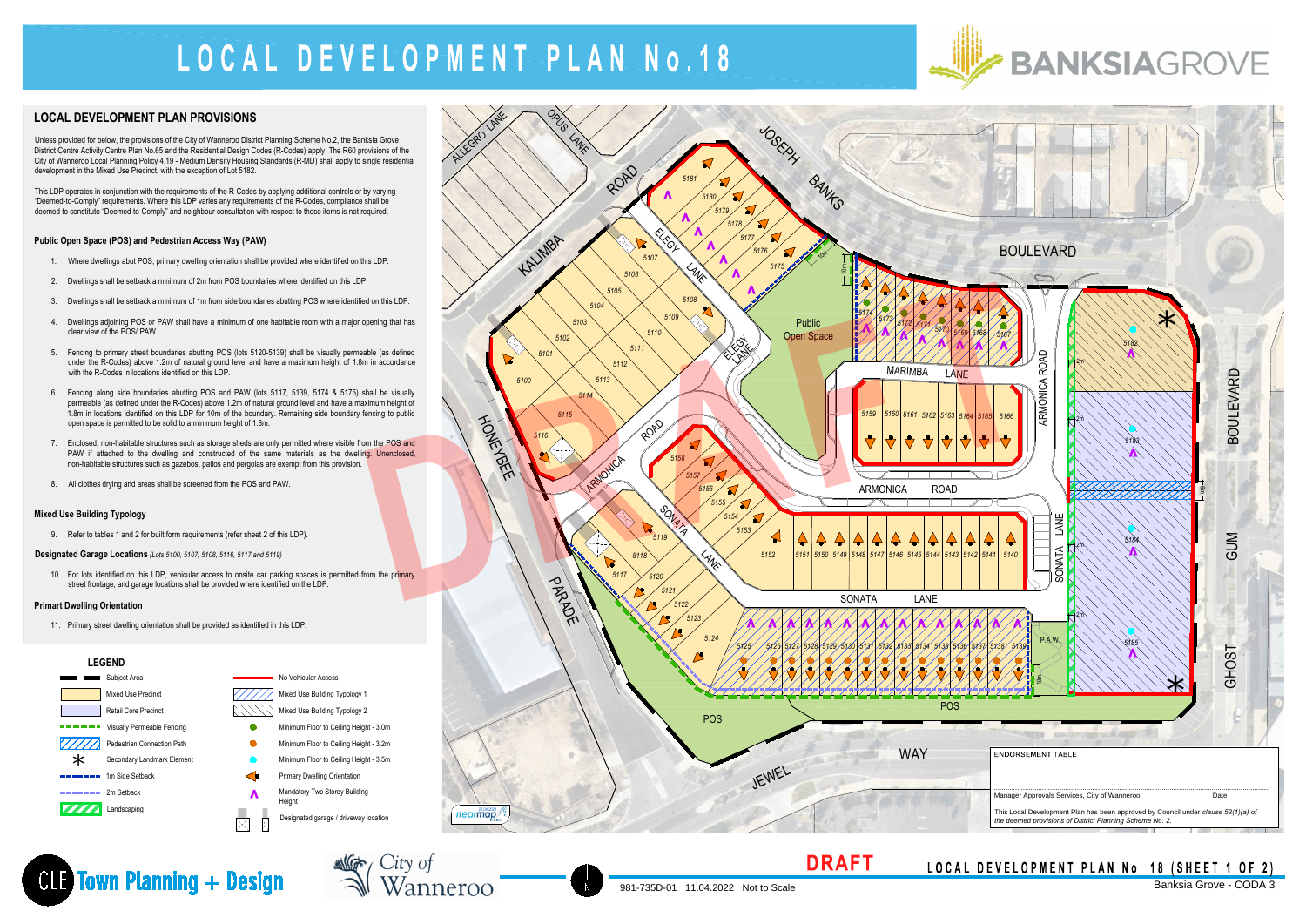# LOCAL DEVELOPMENT PLAN No.18

BANKSIAGROVE

## LOCAL DEVELOPMENT PLAN PROVISIONS

Unless provided for below, the provisions of the City of Wanneroo District Planning Scheme No.2, the Banksia Grove District Centre Activity Centre Plan No.65 and the Residential Design Codes (R-Codes) apply. The R60 provisions of the City of Wanneroo Local Planning Policy 4.19 - Medium Density Housing Standards (R-MD) shall apply to single residential development in the Mixed Use Precinct, with the exception of Lot 5182.

This LDP operates in conjunction with the requirements of the R-Codes by applying additional controls or by varying "Deemed-to-Comply" requirements. Where this LDP varies any requirements of the R-Codes, compliance shall be deemed to constitute "Deemed-to-Comply" and neighbour consultation with respect to those items is not required.

### Public Open Space (POS) and Pedestrian Access Way (PAW)

1. Where dwellings abut POS, primary dwelling orientation shall be provided where identified on this LDP.
2. Dwellings shall be setback a minimum of 2m from POS boundaries where identified on this LDP.
3. Dwellings shall be setback a minimum of 1m from side boundaries abutting POS where identified on this LDP.
4. Dwellings adjoining POS or PAW shall have a minimum of one habitable room with a major opening that has clear view of the POS/ PAW.
5. Fencing to primary street boundaries abutting POS (lots 5120-5139) shall be visually permeable (as defined under the R-Codes) above 1.2m of natural ground level and have a maximum height of 1.8m in accordance with the R-Codes in locations identified on this LDP.
6. Fencing along side boundaries abutting POS and PAW (lots 5117, 5139, 5174 & 5175) shall be visually permeable (as defined under the R-Codes) above 1.2m of natural ground level and have a maximum height of 1.8m in locations identified on this LDP for 10m of the boundary. Remaining side boundary fencing to public open space is permitted to be solid to a minimum height of 1.8m.
7. Enclosed, non-habitable structures such as storage sheds are only permitted where visible from the POS and PAW if attached to the dwelling and constructed of the same materials as the dwelling. Unenclosed, non-habitable structures such as gazebos, patios and pergolas are exempt from this provision.
8. All clothes drying and areas shall be screened from the POS and PAW.

### Mixed Use Building Typology

9. Refer to tables 1 and 2 for built form requirements (refer sheet 2 of this LDP).

### Designated Garage Locations *(Lots 5100, 5107, 5108, 5116, 5117 and 5119)*

10. For lots identified on this LDP, vehicular access to onsite car parking spaces is permitted from the primary street frontage, and garage locations shall be provided where identified on the LDP.

### Primart Dwelling Orientation

11. Primary street dwelling orientation shall be provided as identified in this LDP.

## LEGEND

- Subject Area
- Mixed Use Precinct
- Retail Core Precinct
- Visually Permeable Fencing
- Pedestrian Connection Path
- Secondary Landmark Element
- 1m Side Setback
- 2m Setback
- Landscaping
- No Vehicular Access
- Mixed Use Building Typology 1
- Mixed Use Building Typology 2
- Minimum Floor to Ceiling Height - 3.0m
- Minimum Floor to Ceiling Height - 3.2m
- Minimum Floor to Ceiling Height - 3.5m
- Primary Dwelling Orientation
- Mandatory Two Storey Building Height
- Designated garage / driveway location

ALLEGRO LANE, OPUS LANE, JOSEPH BANKS BOULEVARD, KALIMBA ROAD, ELEGY LANE, HONEYBEE PARADE, ARMONICA ROAD, SONATA LANE, MARIMBA LANE, GUM BOULEVARD, GHOST GUM BOULEVARD, JEWEL WAY, Public Open Space, POS, P.A.W.

DRAFT

## ENDORSEMENT TABLE

Manager Approvals Services, City of Wanneroo — Date

This Local Development Plan has been approved by Council under *clause 52(1)(a) of the deemed provisions of District Planning Scheme No. 2.*

CLE Town Planning + Design

City of Wanneroo

981-735D-01 11.04.2022 Not to Scale

DRAFT

LOCAL DEVELOPMENT PLAN No. 18 (SHEET 1 OF 2)

Banksia Grove - CODA 3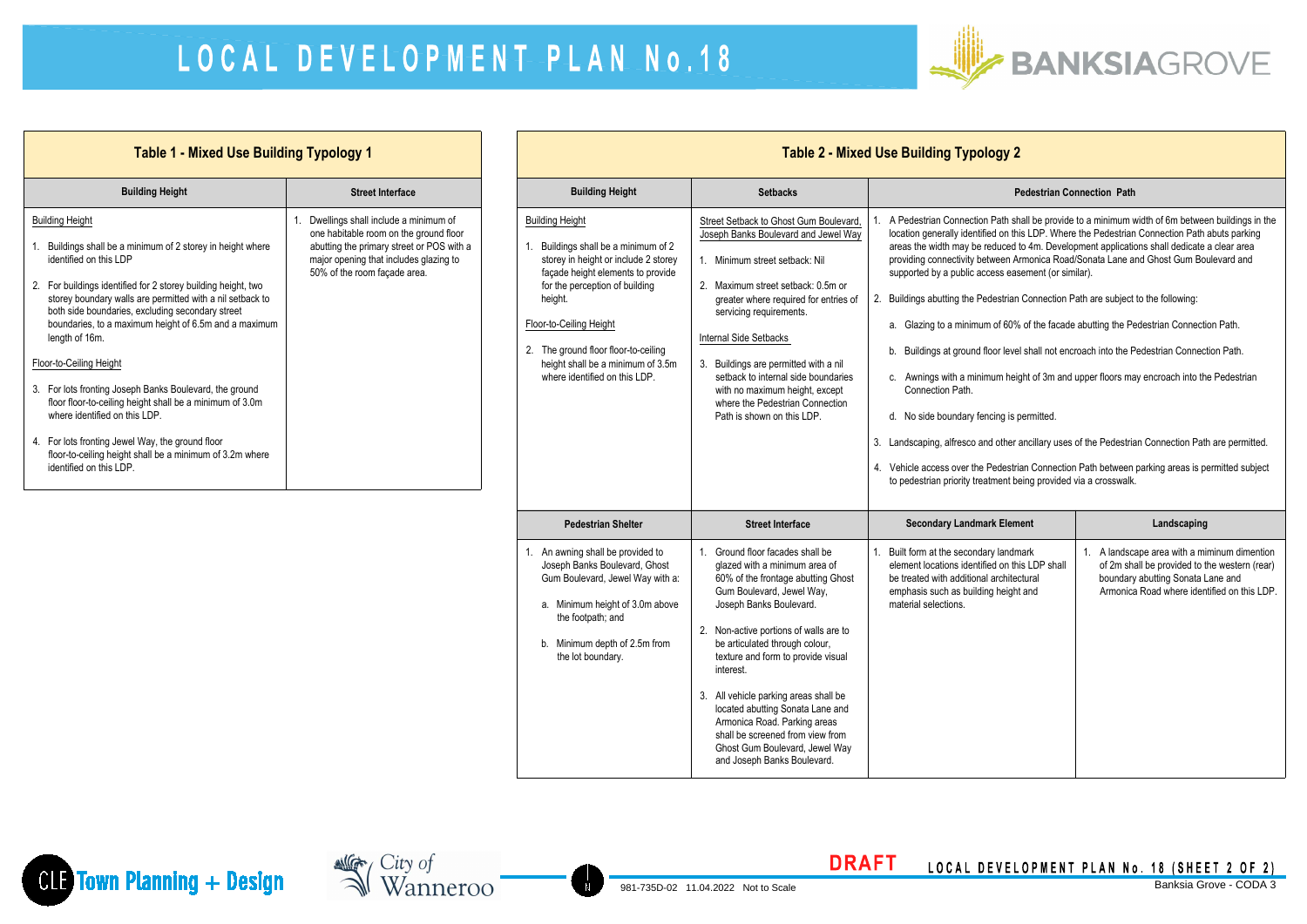# LOCAL DEVELOPMENT PLAN No.18

BANKSIAGROVE

## Table 1 - Mixed Use Building Typology 1

| Building Height | Street Interface |
|---|---|
| Building Height<br><br>1. Buildings shall be a minimum of 2 storey in height where identified on this LDP<br><br>2. For buildings identified for 2 storey building height, two storey boundary walls are permitted with a nil setback to both side boundaries, excluding secondary street boundaries, to a maximum height of 6.5m and a maximum length of 16m.<br><br>Floor-to-Ceiling Height<br><br>3. For lots fronting Joseph Banks Boulevard, the ground floor floor-to-ceiling height shall be a minimum of 3.0m where identified on this LDP.<br><br>4. For lots fronting Jewel Way, the ground floor floor-to-ceiling height shall be a minimum of 3.2m where identified on this LDP. | 1. Dwellings shall include a minimum of one habitable room on the ground floor abutting the primary street or POS with a major opening that includes glazing to 50% of the room façade area. |

## Table 2 - Mixed Use Building Typology 2

| Building Height | Setbacks | Pedestrian Connection Path | |
|---|---|---|---|
| Building Height<br><br>1. Buildings shall be a minimum of 2 storey in height or include 2 storey façade height elements to provide for the perception of building height.<br><br>Floor-to-Ceiling Height<br><br>2. The ground floor floor-to-ceiling height shall be a minimum of 3.5m where identified on this LDP. | Street Setback to Ghost Gum Boulevard, Joseph Banks Boulevard and Jewel Way<br><br>1. Minimum street setback: Nil<br><br>2. Maximum street setback: 0.5m or greater where required for entries of servicing requirements.<br><br>Internal Side Setbacks<br><br>3. Buildings are permitted with a nil setback to internal side boundaries with no maximum height, except where the Pedestrian Connection Path is shown on this LDP. | 1. A Pedestrian Connection Path shall be provide to a minimum width of 6m between buildings in the location generally identified on this LDP. Where the Pedestrian Connection Path abuts parking areas the width may be reduced to 4m. Development applications shall dedicate a clear area providing connectivity between Armonica Road/Sonata Lane and Ghost Gum Boulevard and supported by a public access easement (or similar).<br><br>2. Buildings abutting the Pedestrian Connection Path are subject to the following:<br><br>a. Glazing to a minimum of 60% of the facade abutting the Pedestrian Connection Path.<br><br>b. Buildings at ground floor level shall not encroach into the Pedestrian Connection Path.<br><br>c. Awnings with a minimum height of 3m and upper floors may encroach into the Pedestrian Connection Path.<br><br>d. No side boundary fencing is permitted.<br><br>3. Landscaping, alfresco and other ancillary uses of the Pedestrian Connection Path are permitted.<br><br>4. Vehicle access over the Pedestrian Connection Path between parking areas is permitted subject to pedestrian priority treatment being provided via a crosswalk. | |
| **Pedestrian Shelter** | **Street Interface** | **Secondary Landmark Element** | **Landscaping** |
| 1. An awning shall be provided to Joseph Banks Boulevard, Ghost Gum Boulevard, Jewel Way with a:<br><br>a. Minimum height of 3.0m above the footpath; and<br><br>b. Minimum depth of 2.5m from the lot boundary. | 1. Ground floor facades shall be glazed with a minimum area of 60% of the frontage abutting Ghost Gum Boulevard, Jewel Way, Joseph Banks Boulevard.<br><br>2. Non-active portions of walls are to be articulated through colour, texture and form to provide visual interest.<br><br>3. All vehicle parking areas shall be located abutting Sonata Lane and Armonica Road. Parking areas shall be screened from view from Ghost Gum Boulevard, Jewel Way and Joseph Banks Boulevard. | 1. Built form at the secondary landmark element locations identified on this LDP shall be treated with additional architectural emphasis such as building height and material selections. | 1. A landscape area with a mininum dimention of 2m shall be provided to the western (rear) boundary abutting Sonata Lane and Armonica Road where identified on this LDP. |

CLE Town Planning + Design

City of Wanneroo

N

DRAFT

LOCAL DEVELOPMENT PLAN No. 18 (SHEET 2 OF 2)

981-735D-02 11.04.2022 Not to Scale

Banksia Grove - CODA 3